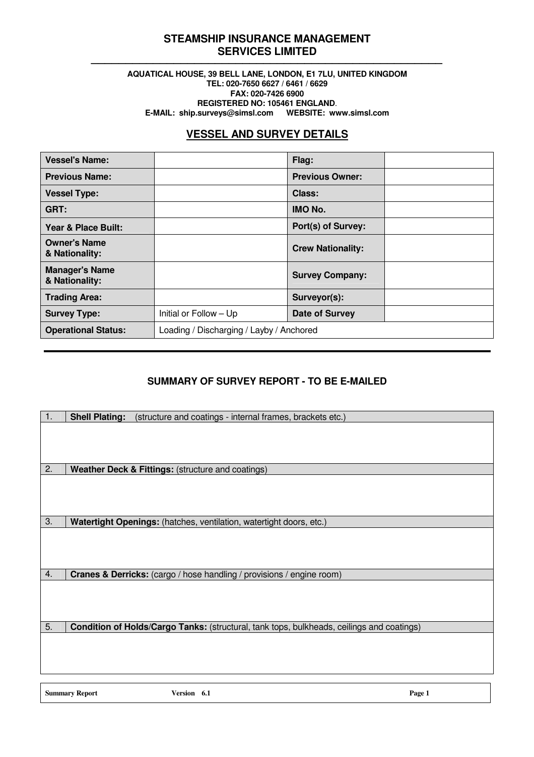# STEAMSHIP INSURANCE MANAGEMENT SERVICES LIMITED

**AQUATICAL HOUSE, 39 BELL LANE, LONDON, E1 7LU, UNITED KINGDOM**
**TEL: 020-7650 6627 / 6461 / 6629**
**FAX: 020-7426 6900**
**REGISTERED NO: 105461 ENGLAND.**
**E-MAIL: ship.surveys@simsl.com WEBSITE: www.simsl.com**

## VESSEL AND SURVEY DETAILS

| | | | |
|---|---|---|---|
| **Vessel's Name:** | | **Flag:** | |
| **Previous Name:** | | **Previous Owner:** | |
| **Vessel Type:** | | **Class:** | |
| **GRT:** | | **IMO No.** | |
| **Year & Place Built:** | | **Port(s) of Survey:** | |
| **Owner's Name & Nationality:** | | **Crew Nationality:** | |
| **Manager's Name & Nationality:** | | **Survey Company:** | |
| **Trading Area:** | | **Surveyor(s):** | |
| **Survey Type:** | Initial or Follow – Up | **Date of Survey** | |
| **Operational Status:** | Loading / Discharging / Layby / Anchored | | |

---

### SUMMARY OF SURVEY REPORT - TO BE E-MAILED

| | |
|---|---|
| 1. | **Shell Plating:** (structure and coatings - internal frames, brackets etc.) |
| | |
| 2. | **Weather Deck & Fittings:** (structure and coatings) |
| | |
| 3. | **Watertight Openings:** (hatches, ventilation, watertight doors, etc.) |
| | |
| 4. | **Cranes & Derricks:** (cargo / hose handling / provisions / engine room) |
| | |
| 5. | **Condition of Holds/Cargo Tanks:** (structural, tank tops, bulkheads, ceilings and coatings) |
| | |

Summary Report Version 6.1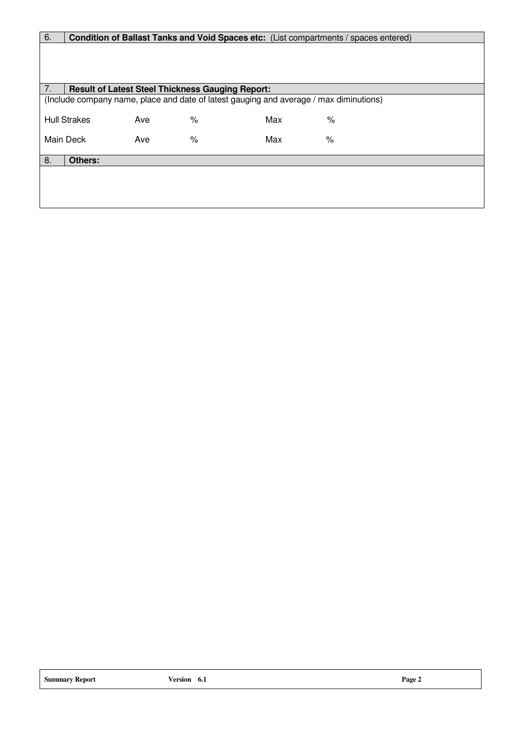| 6. | **Condition of Ballast Tanks and Void Spaces etc:** (List compartments / spaces entered) |
|---|---|
| | |

| 7. | **Result of Latest Steel Thickness Gauging Report:** |
|---|---|

(Include company name, place and date of latest gauging and average / max diminutions)

| | | | | |
|---|---|---|---|---|
| Hull Strakes | Ave | % | Max | % |
| Main Deck | Ave | % | Max | % |

| 8. | **Others:** |
|---|---|
| | |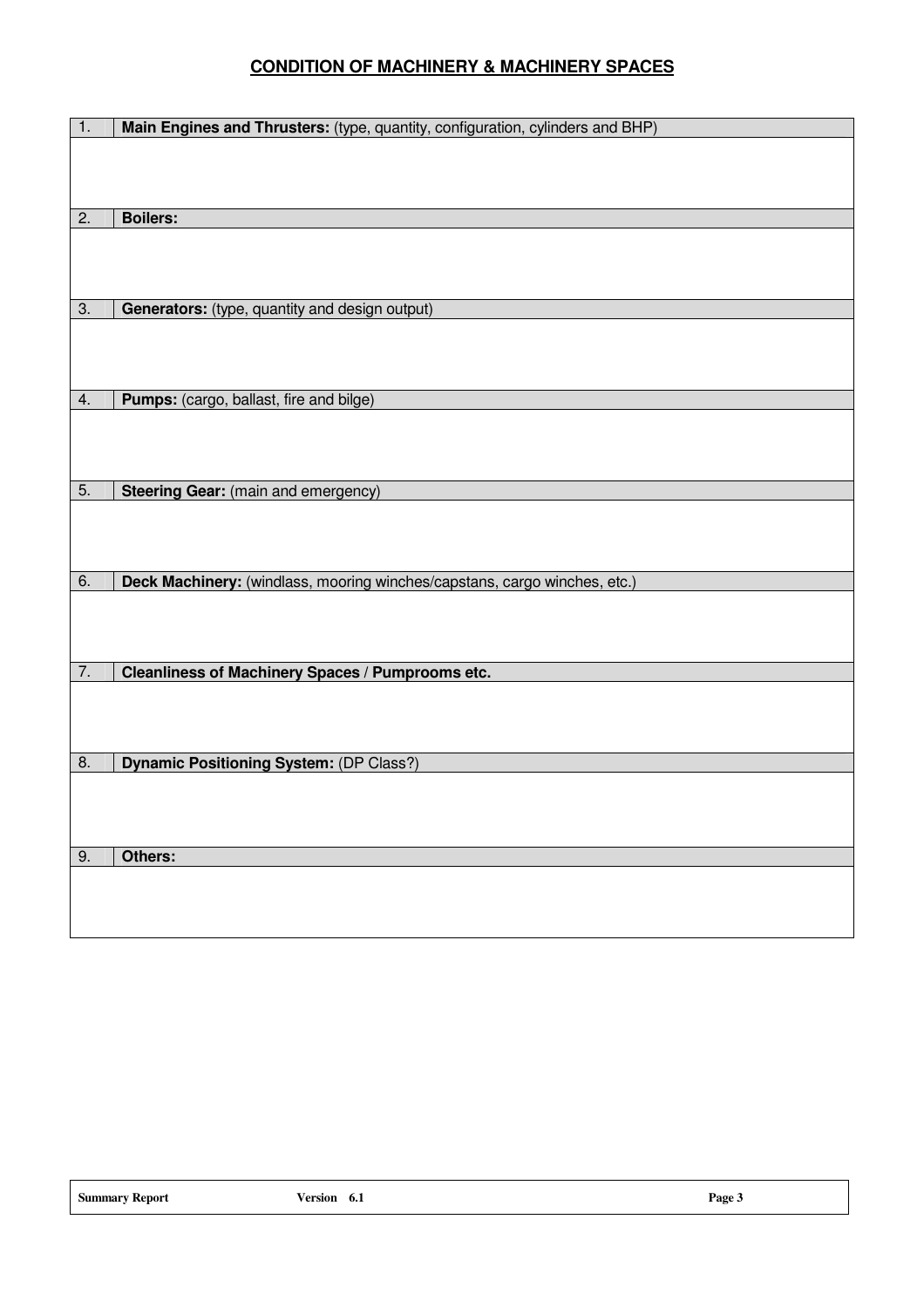## CONDITION OF MACHINERY & MACHINERY SPACES

| | |
|---|---|
| 1. | **Main Engines and Thrusters:** (type, quantity, configuration, cylinders and BHP) |
| | |
| 2. | **Boilers:** |
| | |
| 3. | **Generators:** (type, quantity and design output) |
| | |
| 4. | **Pumps:** (cargo, ballast, fire and bilge) |
| | |
| 5. | **Steering Gear:** (main and emergency) |
| | |
| 6. | **Deck Machinery:** (windlass, mooring winches/capstans, cargo winches, etc.) |
| | |
| 7. | **Cleanliness of Machinery Spaces / Pumprooms etc.** |
| | |
| 8. | **Dynamic Positioning System:** (DP Class?) |
| | |
| 9. | **Others:** |
| | |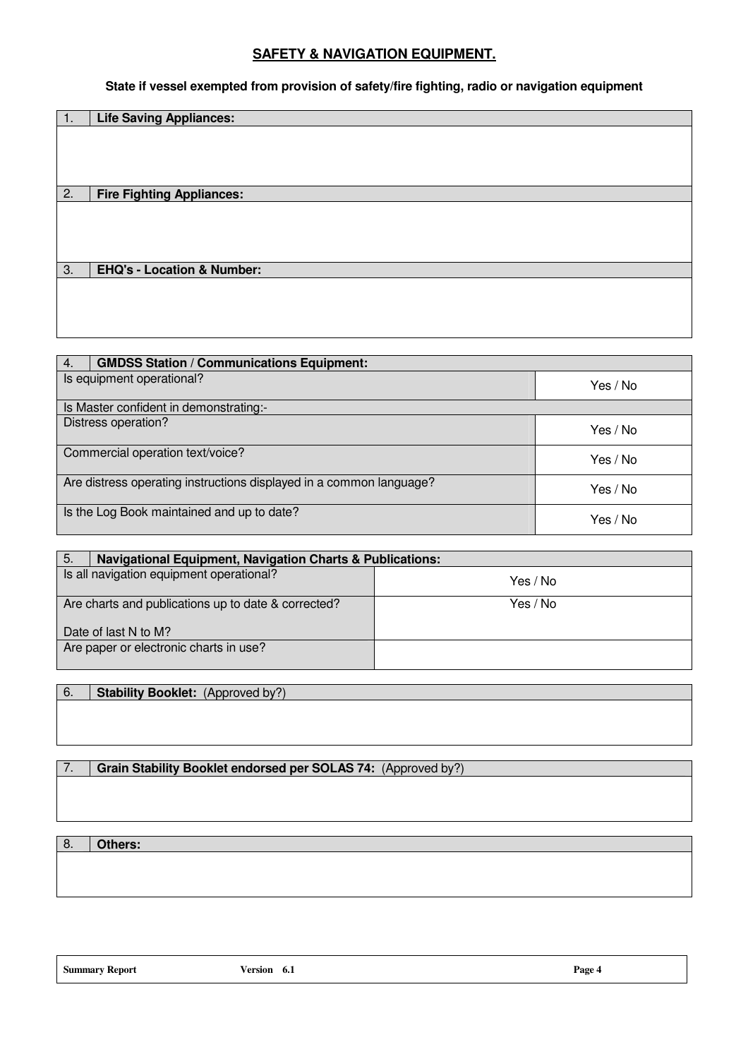## SAFETY & NAVIGATION EQUIPMENT.

**State if vessel exempted from provision of safety/fire fighting, radio or navigation equipment**

| 1. | **Life Saving Appliances:** |
|---|---|
| | |

| 2. | **Fire Fighting Appliances:** |
|---|---|
| | |

| 3. | **EHQ's - Location & Number:** |
|---|---|
| | |

| 4. **GMDSS Station / Communications Equipment:** | |
|---|---|
| Is equipment operational? | Yes / No |
| Is Master confident in demonstrating:- | |
| Distress operation? | Yes / No |
| Commercial operation text/voice? | Yes / No |
| Are distress operating instructions displayed in a common language? | Yes / No |
| Is the Log Book maintained and up to date? | Yes / No |

| 5. **Navigational Equipment, Navigation Charts & Publications:** | |
|---|---|
| Is all navigation equipment operational? | Yes / No |
| Are charts and publications up to date & corrected?<br><br>Date of last N to M? | Yes / No |
| Are paper or electronic charts in use? | |

| 6. | **Stability Booklet:** (Approved by?) |
|---|---|
| | |

| 7. | **Grain Stability Booklet endorsed per SOLAS 74:** (Approved by?) |
|---|---|
| | |

| 8. | **Others:** |
|---|---|
| | |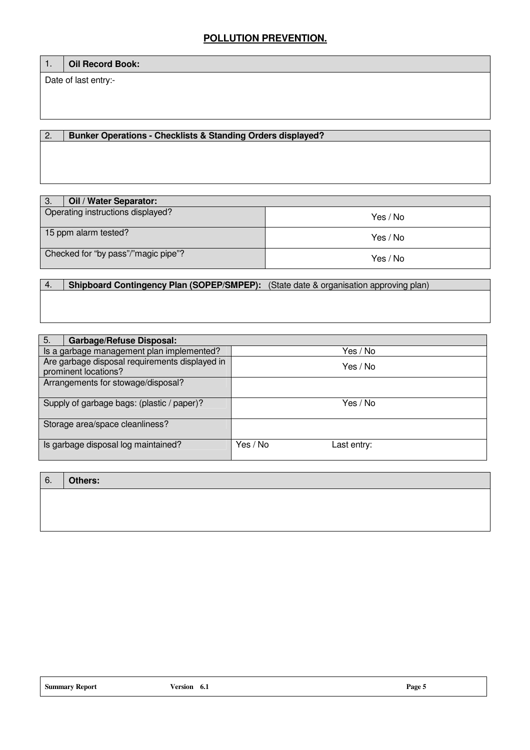## POLLUTION PREVENTION.

| 1. | **Oil Record Book:** |
|---|---|
| Date of last entry:- | |

| 2. | **Bunker Operations - Checklists & Standing Orders displayed?** |
|---|---|
| | |

| 3. | **Oil / Water Separator:** | |
|---|---|---|
| Operating instructions displayed? | | Yes / No |
| 15 ppm alarm tested? | | Yes / No |
| Checked for "by pass"/"magic pipe"? | | Yes / No |

| 4. | **Shipboard Contingency Plan (SOPEP/SMPEP):** (State date & organisation approving plan) |
|---|---|
| | |

| 5. | **Garbage/Refuse Disposal:** | |
|---|---|---|
| Is a garbage management plan implemented? | | Yes / No |
| Are garbage disposal requirements displayed in prominent locations? | | Yes / No |
| Arrangements for stowage/disposal? | | |
| Supply of garbage bags: (plastic / paper)? | | Yes / No |
| Storage area/space cleanliness? | | |
| Is garbage disposal log maintained? | | Yes / No Last entry: |

| 6. | **Others:** |
|---|---|
| | |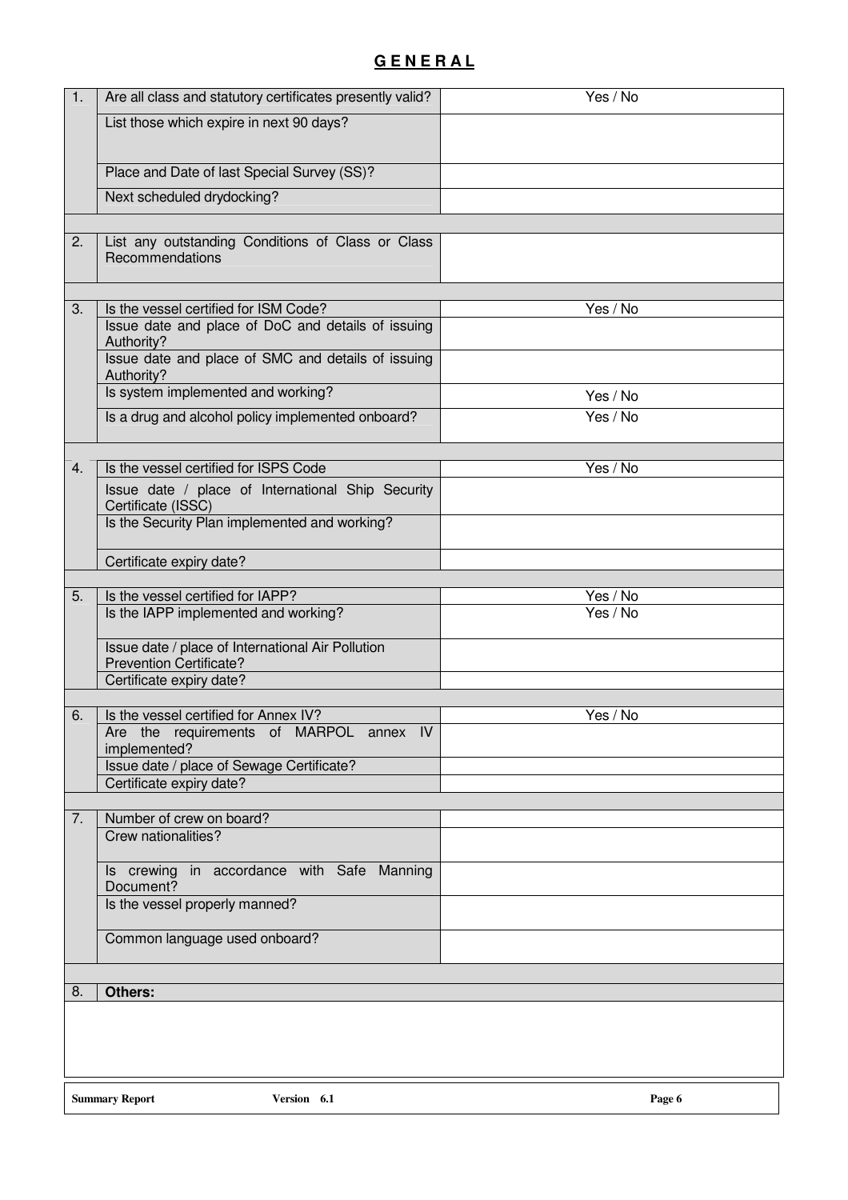# GENERAL

| | | |
|---|---|---|
| 1. | Are all class and statutory certificates presently valid? | Yes / No |
| | List those which expire in next 90 days? | |
| | Place and Date of last Special Survey (SS)? | |
| | Next scheduled drydocking? | |
| | | |
| 2. | List any outstanding Conditions of Class or Class Recommendations | |
| | | |
| 3. | Is the vessel certified for ISM Code? | Yes / No |
| | Issue date and place of DoC and details of issuing Authority? | |
| | Issue date and place of SMC and details of issuing Authority? | |
| | Is system implemented and working? | Yes / No |
| | Is a drug and alcohol policy implemented onboard? | Yes / No |
| | | |
| 4. | Is the vessel certified for ISPS Code | Yes / No |
| | Issue date / place of International Ship Security Certificate (ISSC) | |
| | Is the Security Plan implemented and working? | |
| | Certificate expiry date? | |
| | | |
| 5. | Is the vessel certified for IAPP? | Yes / No |
| | Is the IAPP implemented and working? | Yes / No |
| | Issue date / place of International Air Pollution Prevention Certificate? | |
| | Certificate expiry date? | |
| | | |
| 6. | Is the vessel certified for Annex IV? | Yes / No |
| | Are the requirements of MARPOL annex IV implemented? | |
| | Issue date / place of Sewage Certificate? | |
| | Certificate expiry date? | |
| | | |
| 7. | Number of crew on board? | |
| | Crew nationalities? | |
| | Is crewing in accordance with Safe Manning Document? | |
| | Is the vessel properly manned? | |
| | Common language used onboard? | |
| | | |
| 8. | **Others:** | |

**Summary Report** **Version 6.1**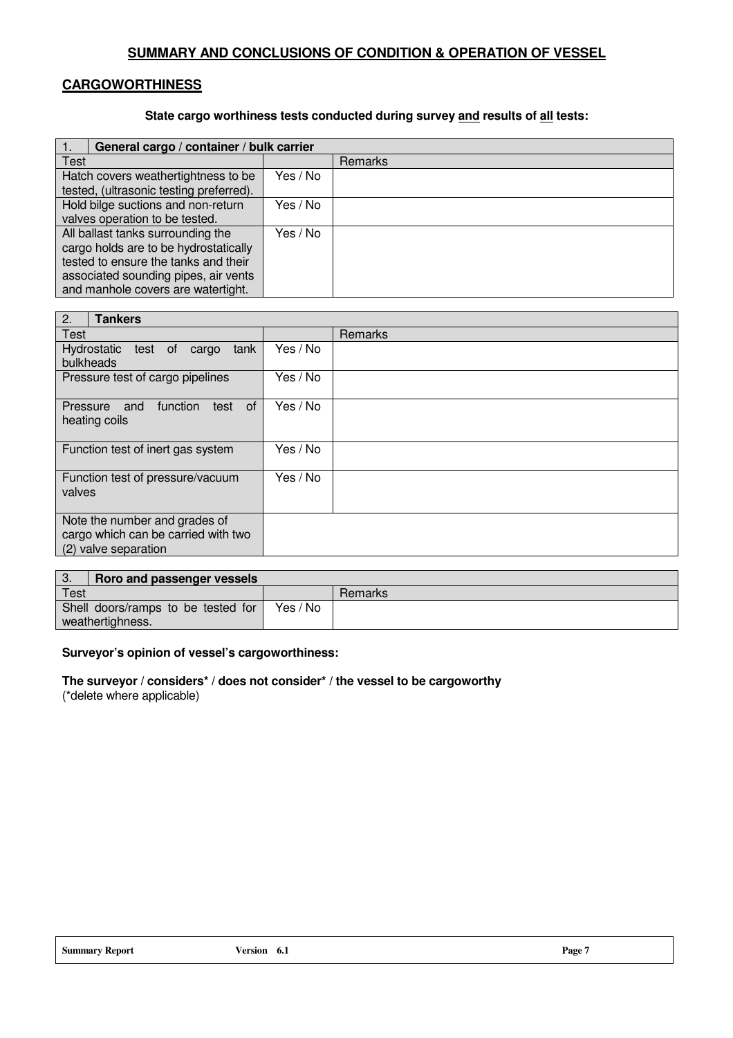## SUMMARY AND CONCLUSIONS OF CONDITION & OPERATION OF VESSEL

### CARGOWORTHINESS

**State cargo worthiness tests conducted during survey and results of all tests:**

| 1. **General cargo / container / bulk carrier** | | |
|---|---|---|
| Test | | Remarks |
| Hatch covers weathertightness to be tested, (ultrasonic testing preferred). | Yes / No | |
| Hold bilge suctions and non-return valves operation to be tested. | Yes / No | |
| All ballast tanks surrounding the cargo holds are to be hydrostatically tested to ensure the tanks and their associated sounding pipes, air vents and manhole covers are watertight. | Yes / No | |

| 2. **Tankers** | | |
|---|---|---|
| Test | | Remarks |
| Hydrostatic test of cargo tank bulkheads | Yes / No | |
| Pressure test of cargo pipelines | Yes / No | |
| Pressure and function test of heating coils | Yes / No | |
| Function test of inert gas system | Yes / No | |
| Function test of pressure/vacuum valves | Yes / No | |
| Note the number and grades of cargo which can be carried with two (2) valve separation | | |

| 3. **Roro and passenger vessels** | | |
|---|---|---|
| Test | | Remarks |
| Shell doors/ramps to be tested for weathertighness. | Yes / No | |

**Surveyor's opinion of vessel's cargoworthiness:**

**The surveyor / considers* / does not consider* / the vessel to be cargoworthy**
(*delete where applicable)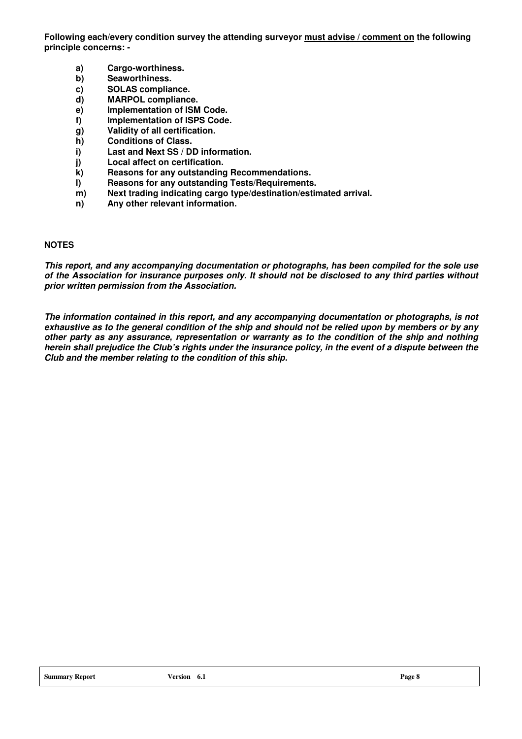**Following each/every condition survey the attending surveyor <u>must advise / comment on</u> the following principle concerns: -**

- **a) Cargo-worthiness.**
- **b) Seaworthiness.**
- **c) SOLAS compliance.**
- **d) MARPOL compliance.**
- **e) Implementation of ISM Code.**
- **f) Implementation of ISPS Code.**
- **g) Validity of all certification.**
- **h) Conditions of Class.**
- **i) Last and Next SS / DD information.**
- **j) Local affect on certification.**
- **k) Reasons for any outstanding Recommendations.**
- **l) Reasons for any outstanding Tests/Requirements.**
- **m) Next trading indicating cargo type/destination/estimated arrival.**
- **n) Any other relevant information.**

**NOTES**

***This report, and any accompanying documentation or photographs, has been compiled for the sole use of the Association for insurance purposes only. It should not be disclosed to any third parties without prior written permission from the Association.***

***The information contained in this report, and any accompanying documentation or photographs, is not exhaustive as to the general condition of the ship and should not be relied upon by members or by any other party as any assurance, representation or warranty as to the condition of the ship and nothing herein shall prejudice the Club's rights under the insurance policy, in the event of a dispute between the Club and the member relating to the condition of this ship.***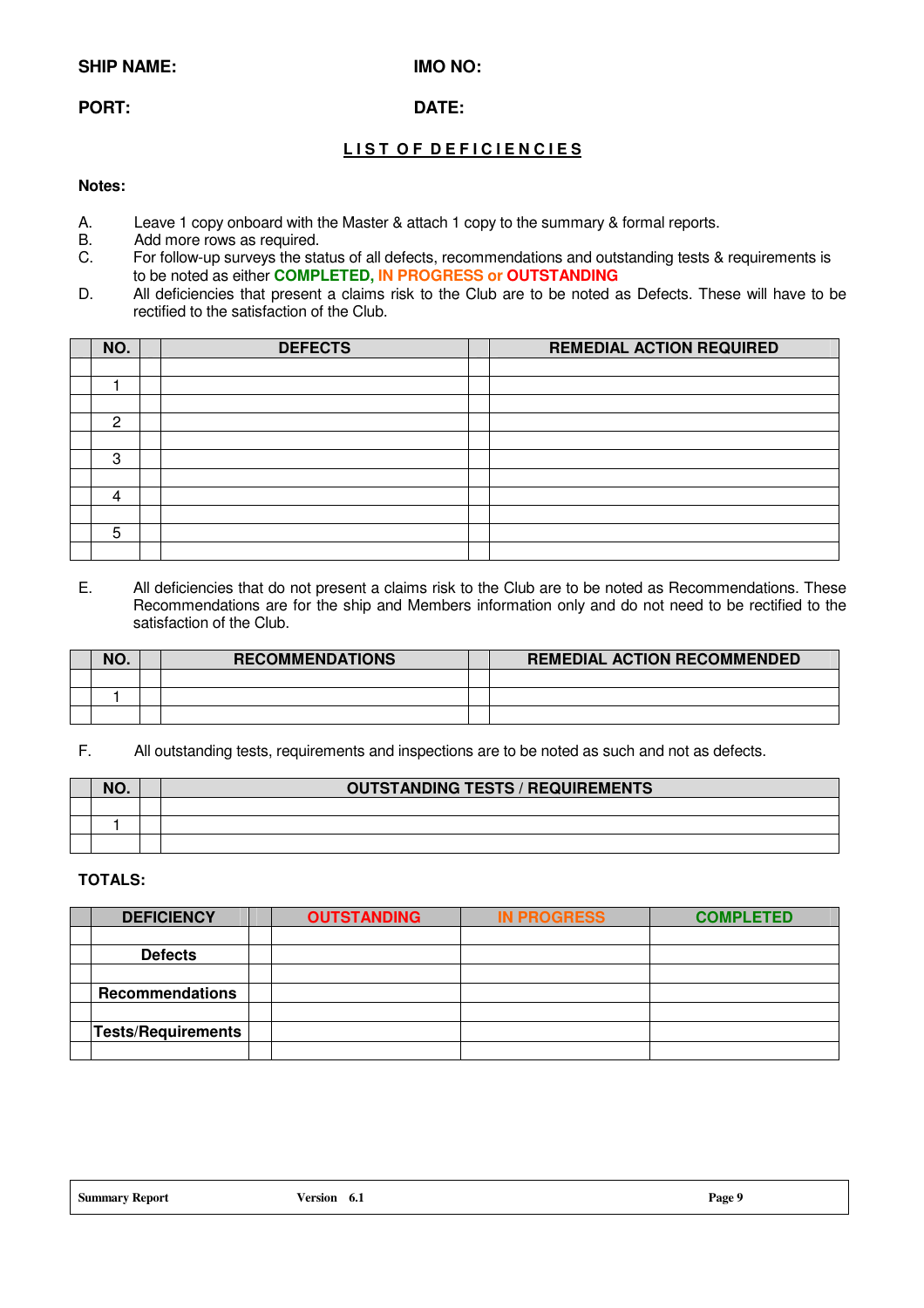**SHIP NAME:** **IMO NO:**

**PORT:** **DATE:**

## LIST OF DEFICIENCIES

**Notes:**

A. Leave 1 copy onboard with the Master & attach 1 copy to the summary & formal reports.
B. Add more rows as required.
C. For follow-up surveys the status of all defects, recommendations and outstanding tests & requirements is to be noted as either **COMPLETED, IN PROGRESS or OUTSTANDING**
D. All deficiencies that present a claims risk to the Club are to be noted as Defects. These will have to be rectified to the satisfaction of the Club.

| | NO. | | DEFECTS | | REMEDIAL ACTION REQUIRED |
|---|---|---|---|---|---|
| | | | | | |
| | 1 | | | | |
| | | | | | |
| | 2 | | | | |
| | | | | | |
| | 3 | | | | |
| | | | | | |
| | 4 | | | | |
| | | | | | |
| | 5 | | | | |
| | | | | | |

E. All deficiencies that do not present a claims risk to the Club are to be noted as Recommendations. These Recommendations are for the ship and Members information only and do not need to be rectified to the satisfaction of the Club.

| | NO. | | RECOMMENDATIONS | | REMEDIAL ACTION RECOMMENDED |
|---|---|---|---|---|---|
| | | | | | |
| | 1 | | | | |
| | | | | | |

F. All outstanding tests, requirements and inspections are to be noted as such and not as defects.

| | NO. | | OUTSTANDING TESTS / REQUIREMENTS |
|---|---|---|---|
| | | | |
| | 1 | | |
| | | | |

**TOTALS:**

| | DEFICIENCY | | OUTSTANDING | IN PROGRESS | COMPLETED |
|---|---|---|---|---|---|
| | | | | | |
| | **Defects** | | | | |
| | | | | | |
| | **Recommendations** | | | | |
| | | | | | |
| | **Tests/Requirements** | | | | |
| | | | | | |